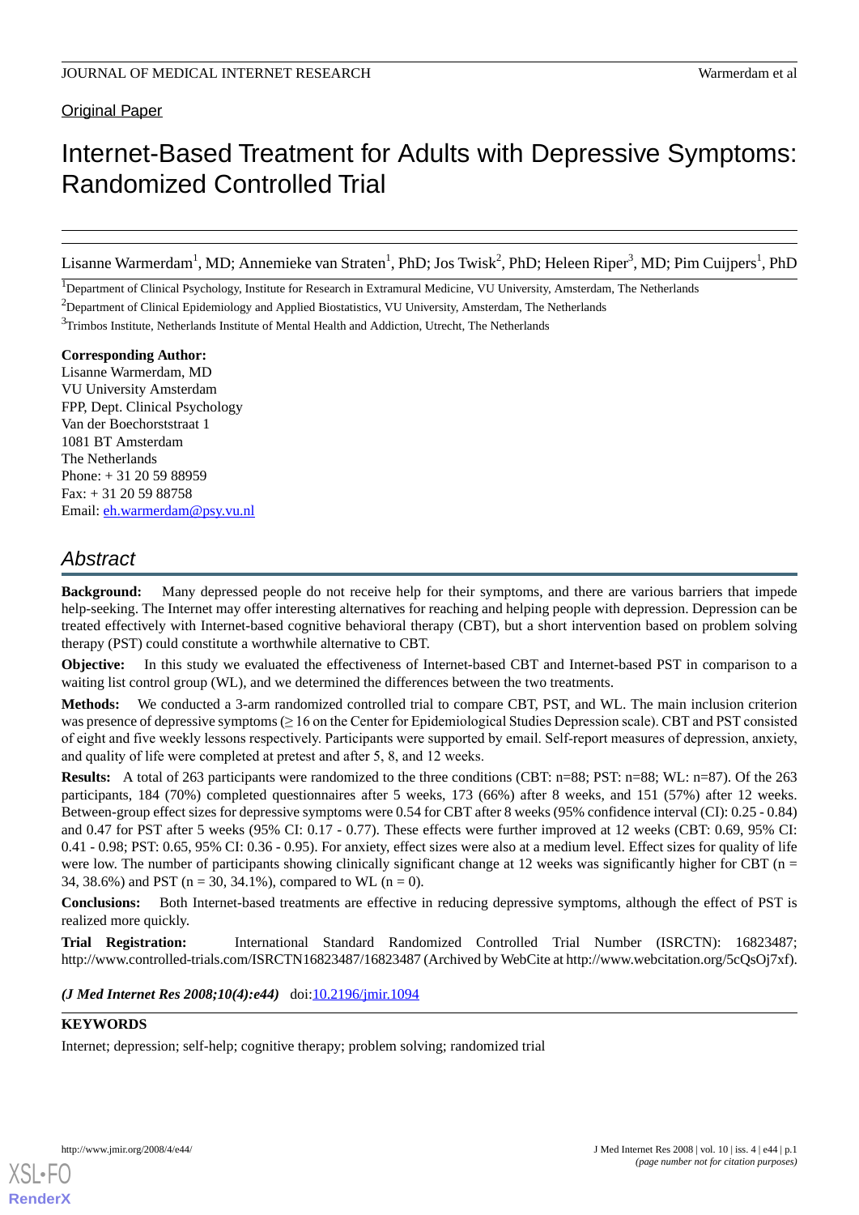Original Paper

# Internet-Based Treatment for Adults with Depressive Symptoms: Randomized Controlled Trial

Lisanne Warmerdam[1], MD; Annemieke van Straten[1], PhD; Jos Twisk[2], PhD; Heleen Riper[3], MD; Pim Cuijpers[1], PhD

[1]Department of Clinical Psychology, Institute for Research in Extramural Medicine, VU University, Amsterdam, The Netherlands

[2]Department of Clinical Epidemiology and Applied Biostatistics, VU University, Amsterdam, The Netherlands

[3]Trimbos Institute, Netherlands Institute of Mental Health and Addiction, Utrecht, The Netherlands

**Corresponding Author:**
Lisanne Warmerdam, MD
VU University Amsterdam
FPP, Dept. Clinical Psychology
Van der Boechorststraat 1
1081 BT Amsterdam
The Netherlands
Phone: + 31 20 59 88959
Fax: + 31 20 59 88758
Email: eh.warmerdam@psy.vu.nl

## Abstract

**Background:** Many depressed people do not receive help for their symptoms, and there are various barriers that impede help-seeking. The Internet may offer interesting alternatives for reaching and helping people with depression. Depression can be treated effectively with Internet-based cognitive behavioral therapy (CBT), but a short intervention based on problem solving therapy (PST) could constitute a worthwhile alternative to CBT.

**Objective:** In this study we evaluated the effectiveness of Internet-based CBT and Internet-based PST in comparison to a waiting list control group (WL), and we determined the differences between the two treatments.

**Methods:** We conducted a 3-arm randomized controlled trial to compare CBT, PST, and WL. The main inclusion criterion was presence of depressive symptoms (≥ 16 on the Center for Epidemiological Studies Depression scale). CBT and PST consisted of eight and five weekly lessons respectively. Participants were supported by email. Self-report measures of depression, anxiety, and quality of life were completed at pretest and after 5, 8, and 12 weeks.

**Results:** A total of 263 participants were randomized to the three conditions (CBT: n=88; PST: n=88; WL: n=87). Of the 263 participants, 184 (70%) completed questionnaires after 5 weeks, 173 (66%) after 8 weeks, and 151 (57%) after 12 weeks. Between-group effect sizes for depressive symptoms were 0.54 for CBT after 8 weeks (95% confidence interval (CI): 0.25 - 0.84) and 0.47 for PST after 5 weeks (95% CI: 0.17 - 0.77). These effects were further improved at 12 weeks (CBT: 0.69, 95% CI: 0.41 - 0.98; PST: 0.65, 95% CI: 0.36 - 0.95). For anxiety, effect sizes were also at a medium level. Effect sizes for quality of life were low. The number of participants showing clinically significant change at 12 weeks was significantly higher for CBT (n = 34, 38.6%) and PST (n = 30, 34.1%), compared to WL (n = 0).

**Conclusions:** Both Internet-based treatments are effective in reducing depressive symptoms, although the effect of PST is realized more quickly.

**Trial Registration:** International Standard Randomized Controlled Trial Number (ISRCTN): 16823487; http://www.controlled-trials.com/ISRCTN16823487/16823487 (Archived by WebCite at http://www.webcitation.org/5cQsOj7xf).

***(J Med Internet Res 2008;10(4):e44)*** doi:10.2196/jmir.1094

**KEYWORDS**

Internet; depression; self-help; cognitive therapy; problem solving; randomized trial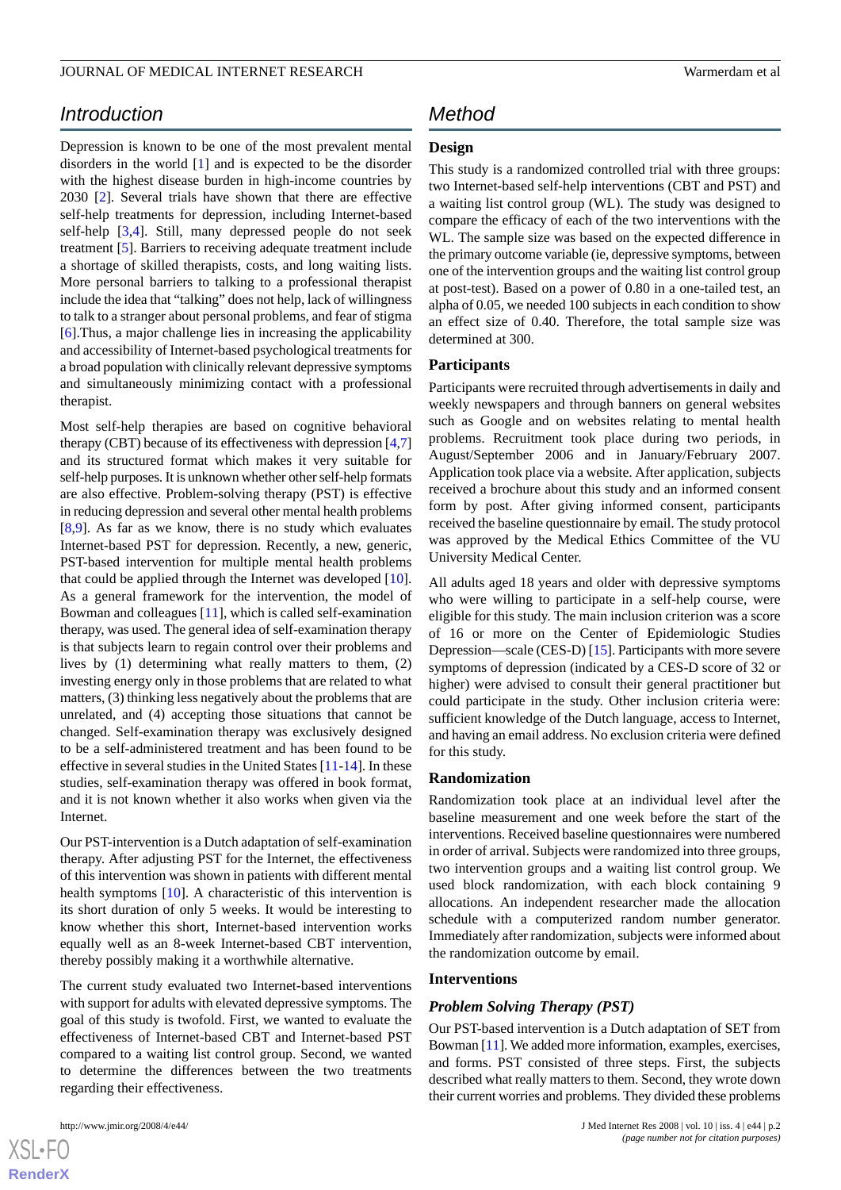## Introduction

Depression is known to be one of the most prevalent mental disorders in the world [1] and is expected to be the disorder with the highest disease burden in high-income countries by 2030 [2]. Several trials have shown that there are effective self-help treatments for depression, including Internet-based self-help [3,4]. Still, many depressed people do not seek treatment [5]. Barriers to receiving adequate treatment include a shortage of skilled therapists, costs, and long waiting lists. More personal barriers to talking to a professional therapist include the idea that "talking" does not help, lack of willingness to talk to a stranger about personal problems, and fear of stigma [6].Thus, a major challenge lies in increasing the applicability and accessibility of Internet-based psychological treatments for a broad population with clinically relevant depressive symptoms and simultaneously minimizing contact with a professional therapist.

Most self-help therapies are based on cognitive behavioral therapy (CBT) because of its effectiveness with depression [4,7] and its structured format which makes it very suitable for self-help purposes. It is unknown whether other self-help formats are also effective. Problem-solving therapy (PST) is effective in reducing depression and several other mental health problems [8,9]. As far as we know, there is no study which evaluates Internet-based PST for depression. Recently, a new, generic, PST-based intervention for multiple mental health problems that could be applied through the Internet was developed [10]. As a general framework for the intervention, the model of Bowman and colleagues [11], which is called self-examination therapy, was used. The general idea of self-examination therapy is that subjects learn to regain control over their problems and lives by (1) determining what really matters to them, (2) investing energy only in those problems that are related to what matters, (3) thinking less negatively about the problems that are unrelated, and (4) accepting those situations that cannot be changed. Self-examination therapy was exclusively designed to be a self-administered treatment and has been found to be effective in several studies in the United States [11-14]. In these studies, self-examination therapy was offered in book format, and it is not known whether it also works when given via the Internet.

Our PST-intervention is a Dutch adaptation of self-examination therapy. After adjusting PST for the Internet, the effectiveness of this intervention was shown in patients with different mental health symptoms [10]. A characteristic of this intervention is its short duration of only 5 weeks. It would be interesting to know whether this short, Internet-based intervention works equally well as an 8-week Internet-based CBT intervention, thereby possibly making it a worthwhile alternative.

The current study evaluated two Internet-based interventions with support for adults with elevated depressive symptoms. The goal of this study is twofold. First, we wanted to evaluate the effectiveness of Internet-based CBT and Internet-based PST compared to a waiting list control group. Second, we wanted to determine the differences between the two treatments regarding their effectiveness.

## Method

### Design

This study is a randomized controlled trial with three groups: two Internet-based self-help interventions (CBT and PST) and a waiting list control group (WL). The study was designed to compare the efficacy of each of the two interventions with the WL. The sample size was based on the expected difference in the primary outcome variable (ie, depressive symptoms, between one of the intervention groups and the waiting list control group at post-test). Based on a power of 0.80 in a one-tailed test, an alpha of 0.05, we needed 100 subjects in each condition to show an effect size of 0.40. Therefore, the total sample size was determined at 300.

### Participants

Participants were recruited through advertisements in daily and weekly newspapers and through banners on general websites such as Google and on websites relating to mental health problems. Recruitment took place during two periods, in August/September 2006 and in January/February 2007. Application took place via a website. After application, subjects received a brochure about this study and an informed consent form by post. After giving informed consent, participants received the baseline questionnaire by email. The study protocol was approved by the Medical Ethics Committee of the VU University Medical Center.

All adults aged 18 years and older with depressive symptoms who were willing to participate in a self-help course, were eligible for this study. The main inclusion criterion was a score of 16 or more on the Center of Epidemiologic Studies Depression—scale (CES-D) [15]. Participants with more severe symptoms of depression (indicated by a CES-D score of 32 or higher) were advised to consult their general practitioner but could participate in the study. Other inclusion criteria were: sufficient knowledge of the Dutch language, access to Internet, and having an email address. No exclusion criteria were defined for this study.

### Randomization

Randomization took place at an individual level after the baseline measurement and one week before the start of the interventions. Received baseline questionnaires were numbered in order of arrival. Subjects were randomized into three groups, two intervention groups and a waiting list control group. We used block randomization, with each block containing 9 allocations. An independent researcher made the allocation schedule with a computerized random number generator. Immediately after randomization, subjects were informed about the randomization outcome by email.

### Interventions

#### *Problem Solving Therapy (PST)*

Our PST-based intervention is a Dutch adaptation of SET from Bowman [11]. We added more information, examples, exercises, and forms. PST consisted of three steps. First, the subjects described what really matters to them. Second, they wrote down their current worries and problems. They divided these problems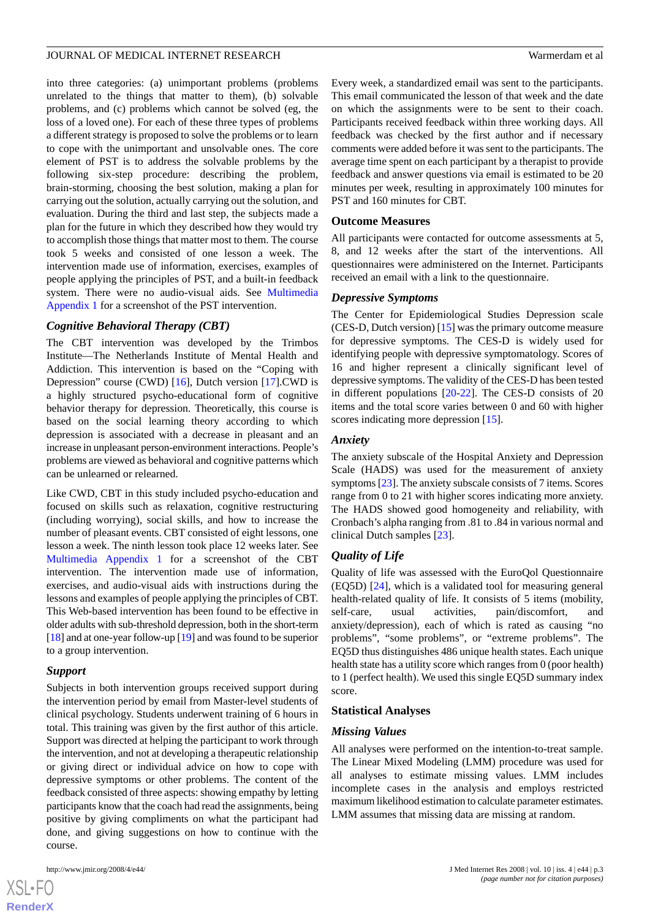into three categories: (a) unimportant problems (problems unrelated to the things that matter to them), (b) solvable problems, and (c) problems which cannot be solved (eg, the loss of a loved one). For each of these three types of problems a different strategy is proposed to solve the problems or to learn to cope with the unimportant and unsolvable ones. The core element of PST is to address the solvable problems by the following six-step procedure: describing the problem, brain-storming, choosing the best solution, making a plan for carrying out the solution, actually carrying out the solution, and evaluation. During the third and last step, the subjects made a plan for the future in which they described how they would try to accomplish those things that matter most to them. The course took 5 weeks and consisted of one lesson a week. The intervention made use of information, exercises, examples of people applying the principles of PST, and a built-in feedback system. There were no audio-visual aids. See Multimedia Appendix 1 for a screenshot of the PST intervention.

### *Cognitive Behavioral Therapy (CBT)*

The CBT intervention was developed by the Trimbos Institute—The Netherlands Institute of Mental Health and Addiction. This intervention is based on the "Coping with Depression" course (CWD) [16], Dutch version [17].CWD is a highly structured psycho-educational form of cognitive behavior therapy for depression. Theoretically, this course is based on the social learning theory according to which depression is associated with a decrease in pleasant and an increase in unpleasant person-environment interactions. People's problems are viewed as behavioral and cognitive patterns which can be unlearned or relearned.

Like CWD, CBT in this study included psycho-education and focused on skills such as relaxation, cognitive restructuring (including worrying), social skills, and how to increase the number of pleasant events. CBT consisted of eight lessons, one lesson a week. The ninth lesson took place 12 weeks later. See Multimedia Appendix 1 for a screenshot of the CBT intervention. The intervention made use of information, exercises, and audio-visual aids with instructions during the lessons and examples of people applying the principles of CBT. This Web-based intervention has been found to be effective in older adults with sub-threshold depression, both in the short-term [18] and at one-year follow-up [19] and was found to be superior to a group intervention.

### *Support*

Subjects in both intervention groups received support during the intervention period by email from Master-level students of clinical psychology. Students underwent training of 6 hours in total. This training was given by the first author of this article. Support was directed at helping the participant to work through the intervention, and not at developing a therapeutic relationship or giving direct or individual advice on how to cope with depressive symptoms or other problems. The content of the feedback consisted of three aspects: showing empathy by letting participants know that the coach had read the assignments, being positive by giving compliments on what the participant had done, and giving suggestions on how to continue with the course.

Every week, a standardized email was sent to the participants. This email communicated the lesson of that week and the date on which the assignments were to be sent to their coach. Participants received feedback within three working days. All feedback was checked by the first author and if necessary comments were added before it was sent to the participants. The average time spent on each participant by a therapist to provide feedback and answer questions via email is estimated to be 20 minutes per week, resulting in approximately 100 minutes for PST and 160 minutes for CBT.

## Outcome Measures

All participants were contacted for outcome assessments at 5, 8, and 12 weeks after the start of the interventions. All questionnaires were administered on the Internet. Participants received an email with a link to the questionnaire.

### *Depressive Symptoms*

The Center for Epidemiological Studies Depression scale (CES-D, Dutch version) [15] was the primary outcome measure for depressive symptoms. The CES-D is widely used for identifying people with depressive symptomatology. Scores of 16 and higher represent a clinically significant level of depressive symptoms. The validity of the CES-D has been tested in different populations [20-22]. The CES-D consists of 20 items and the total score varies between 0 and 60 with higher scores indicating more depression [15].

### *Anxiety*

The anxiety subscale of the Hospital Anxiety and Depression Scale (HADS) was used for the measurement of anxiety symptoms [23]. The anxiety subscale consists of 7 items. Scores range from 0 to 21 with higher scores indicating more anxiety. The HADS showed good homogeneity and reliability, with Cronbach's alpha ranging from .81 to .84 in various normal and clinical Dutch samples [23].

### *Quality of Life*

Quality of life was assessed with the EuroQol Questionnaire (EQ5D) [24], which is a validated tool for measuring general health-related quality of life. It consists of 5 items (mobility, self-care, usual activities, pain/discomfort, and anxiety/depression), each of which is rated as causing "no problems", "some problems", or "extreme problems". The EQ5D thus distinguishes 486 unique health states. Each unique health state has a utility score which ranges from 0 (poor health) to 1 (perfect health). We used this single EQ5D summary index score.

## Statistical Analyses

### *Missing Values*

All analyses were performed on the intention-to-treat sample. The Linear Mixed Modeling (LMM) procedure was used for all analyses to estimate missing values. LMM includes incomplete cases in the analysis and employs restricted maximum likelihood estimation to calculate parameter estimates. LMM assumes that missing data are missing at random.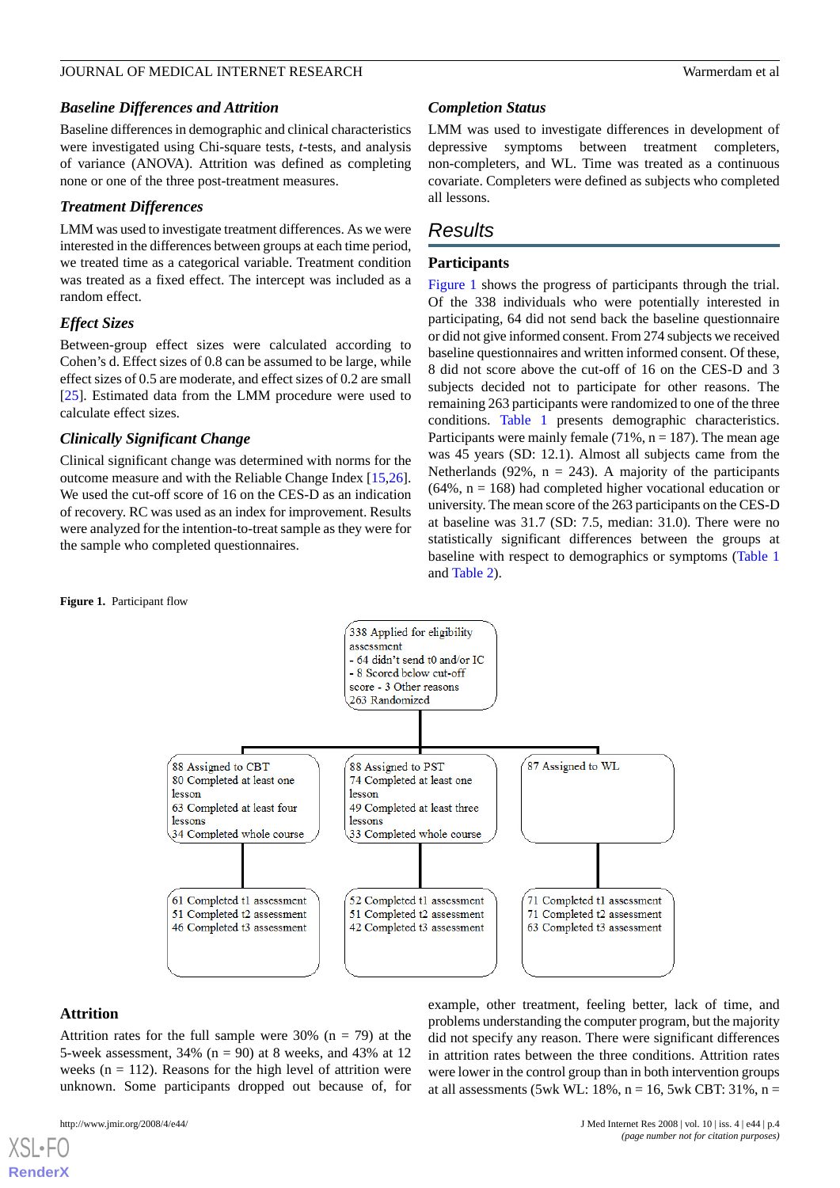### Baseline Differences and Attrition

Baseline differences in demographic and clinical characteristics were investigated using Chi-square tests, *t*-tests, and analysis of variance (ANOVA). Attrition was defined as completing none or one of the three post-treatment measures.

### Treatment Differences

LMM was used to investigate treatment differences. As we were interested in the differences between groups at each time period, we treated time as a categorical variable. Treatment condition was treated as a fixed effect. The intercept was included as a random effect.

### Effect Sizes

Between-group effect sizes were calculated according to Cohen's d. Effect sizes of 0.8 can be assumed to be large, while effect sizes of 0.5 are moderate, and effect sizes of 0.2 are small [25]. Estimated data from the LMM procedure were used to calculate effect sizes.

### Clinically Significant Change

Clinical significant change was determined with norms for the outcome measure and with the Reliable Change Index [15,26]. We used the cut-off score of 16 on the CES-D as an indication of recovery. RC was used as an index for improvement. Results were analyzed for the intention-to-treat sample as they were for the sample who completed questionnaires.

### Completion Status

LMM was used to investigate differences in development of depressive symptoms between treatment completers, non-completers, and WL. Time was treated as a continuous covariate. Completers were defined as subjects who completed all lessons.

## Results

### Participants

Figure 1 shows the progress of participants through the trial. Of the 338 individuals who were potentially interested in participating, 64 did not send back the baseline questionnaire or did not give informed consent. From 274 subjects we received baseline questionnaires and written informed consent. Of these, 8 did not score above the cut-off of 16 on the CES-D and 3 subjects decided not to participate for other reasons. The remaining 263 participants were randomized to one of the three conditions. Table 1 presents demographic characteristics. Participants were mainly female (71%, n = 187). The mean age was 45 years (SD: 12.1). Almost all subjects came from the Netherlands (92%, n = 243). A majority of the participants (64%, n = 168) had completed higher vocational education or university. The mean score of the 263 participants on the CES-D at baseline was 31.7 (SD: 7.5, median: 31.0). There were no statistically significant differences between the groups at baseline with respect to demographics or symptoms (Table 1 and Table 2).

**Figure 1.** Participant flow

338 Applied for eligibility assessment
- 64 didn't send t0 and/or IC
- 8 Scored below cut-off score
- 3 Other reasons

263 Randomized

| CBT | PST | WL |
|---|---|---|
| 88 Assigned to CBT<br>80 Completed at least one lesson<br>63 Completed at least four lessons<br>34 Completed whole course | 88 Assigned to PST<br>74 Completed at least one lesson<br>49 Completed at least three lessons<br>33 Completed whole course | 87 Assigned to WL |
| 61 Completed t1 assessment<br>51 Completed t2 assessment<br>46 Completed t3 assessment | 52 Completed t1 assessment<br>51 Completed t2 assessment<br>42 Completed t3 assessment | 71 Completed t1 assessment<br>71 Completed t2 assessment<br>63 Completed t3 assessment |

### Attrition

Attrition rates for the full sample were 30% (n = 79) at the 5-week assessment, 34% (n = 90) at 8 weeks, and 43% at 12 weeks (n = 112). Reasons for the high level of attrition were unknown. Some participants dropped out because of, for example, other treatment, feeling better, lack of time, and problems understanding the computer program, but the majority did not specify any reason. There were significant differences in attrition rates between the three conditions. Attrition rates were lower in the control group than in both intervention groups at all assessments (5wk WL: 18%, n = 16, 5wk CBT: 31%, n =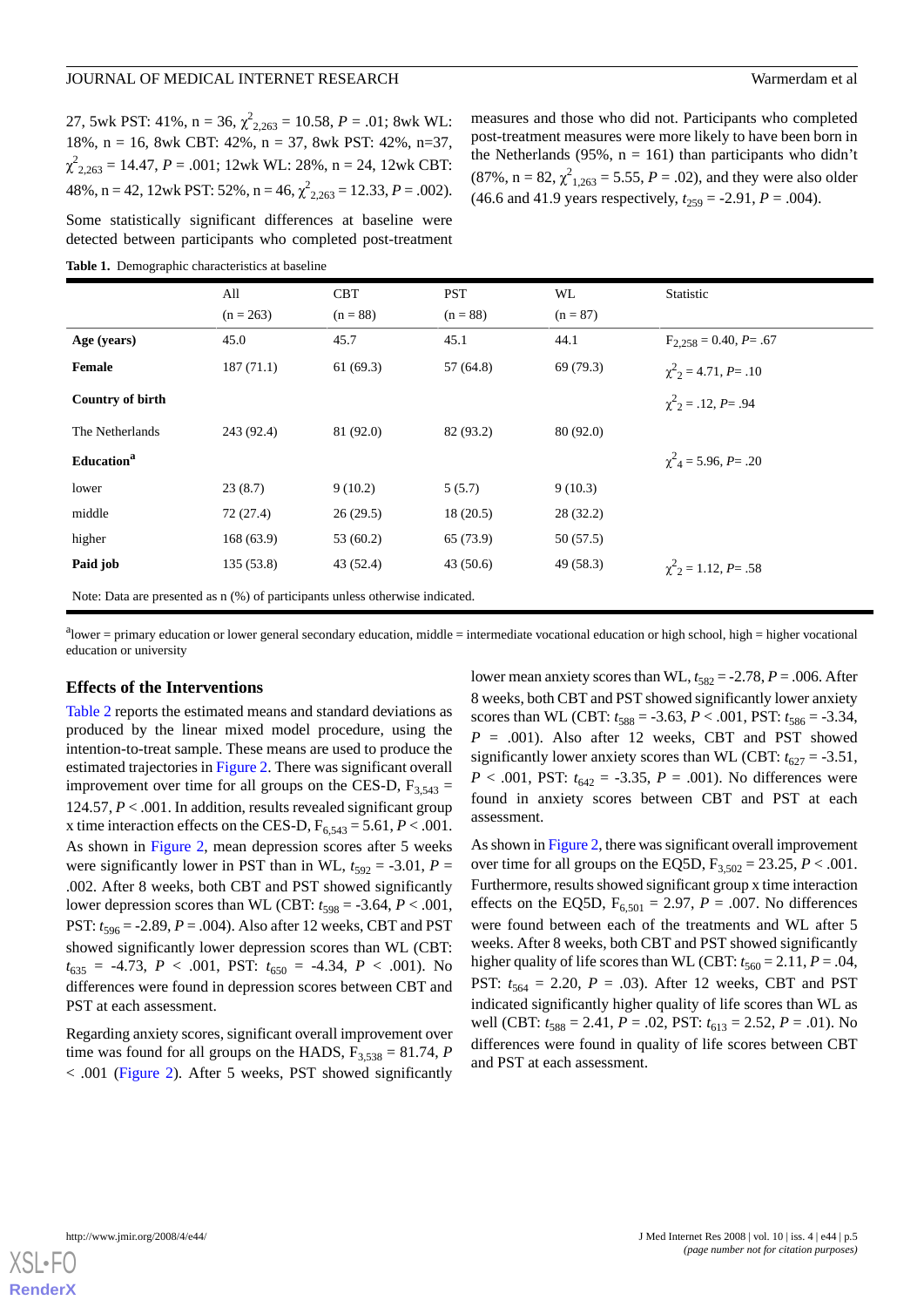27, 5wk PST: 41%, n = 36, $\chi^2_{2,263}$ = 10.58, *P* = .01; 8wk WL: 18%, n = 16, 8wk CBT: 42%, n = 37, 8wk PST: 42%, n=37, $\chi^2_{2,263}$ = 14.47, *P* = .001; 12wk WL: 28%, n = 24, 12wk CBT: 48%, n = 42, 12wk PST: 52%, n = 46, $\chi^2_{2,263}$ = 12.33, *P* = .002).

Some statistically significant differences at baseline were detected between participants who completed post-treatment measures and those who did not. Participants who completed post-treatment measures were more likely to have been born in the Netherlands (95%, n = 161) than participants who didn't (87%, n = 82, $\chi^2_{1,263}$ = 5.55, *P* = .02), and they were also older (46.6 and 41.9 years respectively, $t_{259}$ = -2.91, *P* = .004).

**Table 1.** Demographic characteristics at baseline

| | All (n = 263) | CBT (n = 88) | PST (n = 88) | WL (n = 87) | Statistic |
|---|---|---|---|---|---|
| **Age (years)** | 45.0 | 45.7 | 45.1 | 44.1 | $F_{2,258}$ = 0.40, *P*= .67 |
| **Female** | 187 (71.1) | 61 (69.3) | 57 (64.8) | 69 (79.3) | $\chi^2_2$ = 4.71, *P*= .10 |
| **Country of birth** | | | | | $\chi^2_2$ = .12, *P*= .94 |
| The Netherlands | 243 (92.4) | 81 (92.0) | 82 (93.2) | 80 (92.0) | |
| **Education**[a] | | | | | $\chi^2_4$ = 5.96, *P*= .20 |
| lower | 23 (8.7) | 9 (10.2) | 5 (5.7) | 9 (10.3) | |
| middle | 72 (27.4) | 26 (29.5) | 18 (20.5) | 28 (32.2) | |
| higher | 168 (63.9) | 53 (60.2) | 65 (73.9) | 50 (57.5) | |
| **Paid job** | 135 (53.8) | 43 (52.4) | 43 (50.6) | 49 (58.3) | $\chi^2_2$ = 1.12, *P*= .58 |

Note: Data are presented as n (%) of participants unless otherwise indicated.

[a]lower = primary education or lower general secondary education, middle = intermediate vocational education or high school, high = higher vocational education or university

## Effects of the Interventions

Table 2 reports the estimated means and standard deviations as produced by the linear mixed model procedure, using the intention-to-treat sample. These means are used to produce the estimated trajectories in Figure 2. There was significant overall improvement over time for all groups on the CES-D, $F_{3,543}$ = 124.57, *P* < .001. In addition, results revealed significant group x time interaction effects on the CES-D, $F_{6,543}$ = 5.61, *P* < .001. As shown in Figure 2, mean depression scores after 5 weeks were significantly lower in PST than in WL, $t_{592}$ = -3.01, *P* = .002. After 8 weeks, both CBT and PST showed significantly lower depression scores than WL (CBT: $t_{598}$ = -3.64, *P* < .001, PST: $t_{596}$ = -2.89, *P* = .004). Also after 12 weeks, CBT and PST showed significantly lower depression scores than WL (CBT: $t_{635}$ = -4.73, *P* < .001, PST: $t_{650}$ = -4.34, *P* < .001). No differences were found in depression scores between CBT and PST at each assessment.

Regarding anxiety scores, significant overall improvement over time was found for all groups on the HADS, $F_{3,538}$ = 81.74, *P* < .001 (Figure 2). After 5 weeks, PST showed significantly lower mean anxiety scores than WL, $t_{582}$ = -2.78, *P* = .006. After 8 weeks, both CBT and PST showed significantly lower anxiety scores than WL (CBT: $t_{588}$ = -3.63, *P* < .001, PST: $t_{586}$ = -3.34, *P* = .001). Also after 12 weeks, CBT and PST showed significantly lower anxiety scores than WL (CBT: $t_{627}$ = -3.51, *P* < .001, PST: $t_{642}$ = -3.35, *P* = .001). No differences were found in anxiety scores between CBT and PST at each assessment.

As shown in Figure 2, there was significant overall improvement over time for all groups on the EQ5D, $F_{3,502}$ = 23.25, *P* < .001. Furthermore, results showed significant group x time interaction effects on the EQ5D, $F_{6,501}$ = 2.97, *P* = .007. No differences were found between each of the treatments and WL after 5 weeks. After 8 weeks, both CBT and PST showed significantly higher quality of life scores than WL (CBT: $t_{560}$ = 2.11, *P* = .04, PST: $t_{564}$ = 2.20, *P* = .03). After 12 weeks, CBT and PST indicated significantly higher quality of life scores than WL as well (CBT: $t_{588}$ = 2.41, *P* = .02, PST: $t_{613}$ = 2.52, *P* = .01). No differences were found in quality of life scores between CBT and PST at each assessment.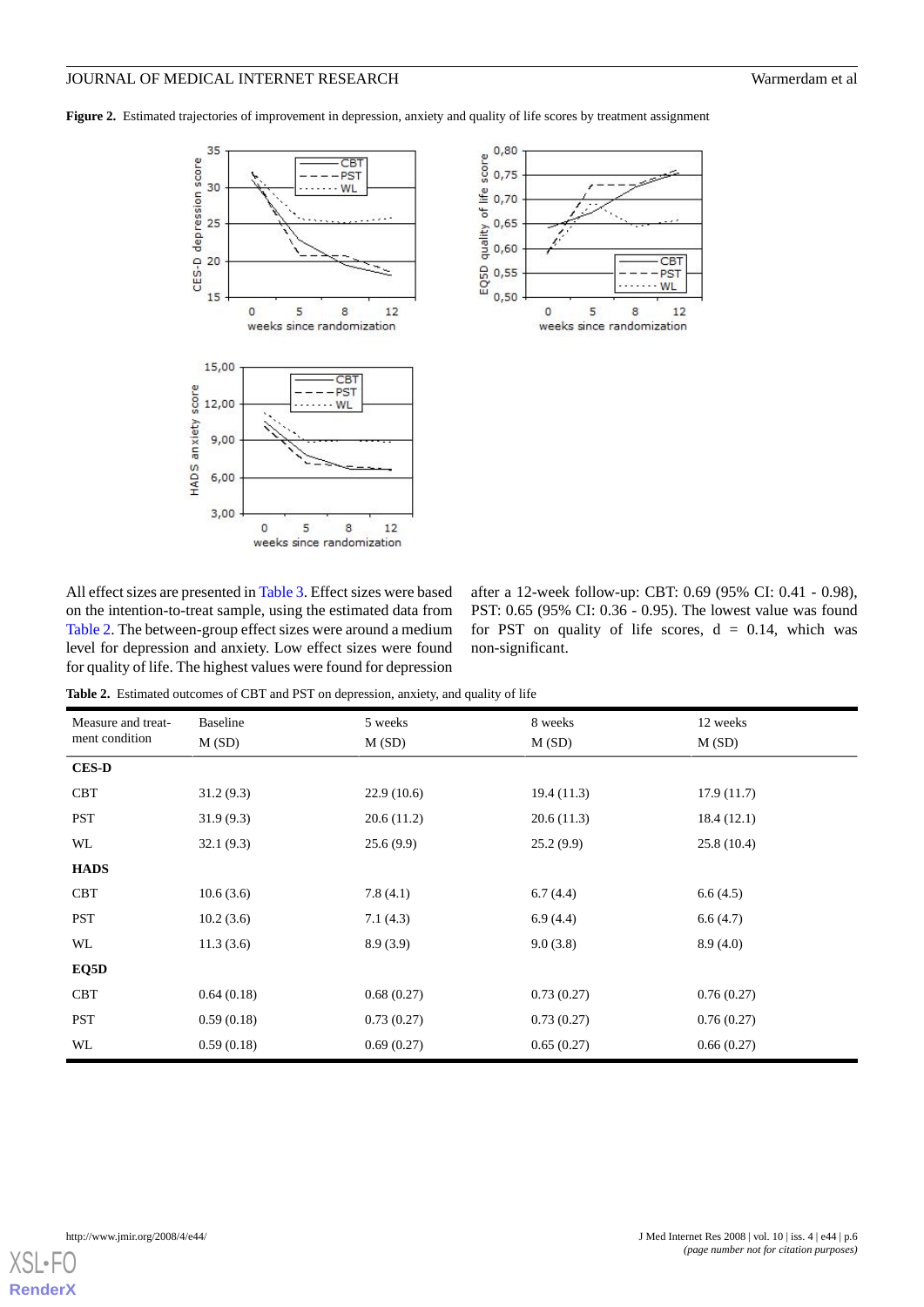**Figure 2.** Estimated trajectories of improvement in depression, anxiety and quality of life scores by treatment assignment

All effect sizes are presented in Table 3. Effect sizes were based on the intention-to-treat sample, using the estimated data from Table 2. The between-group effect sizes were around a medium level for depression and anxiety. Low effect sizes were found for quality of life. The highest values were found for depression after a 12-week follow-up: CBT: 0.69 (95% CI: 0.41 - 0.98), PST: 0.65 (95% CI: 0.36 - 0.95). The lowest value was found for PST on quality of life scores, d = 0.14, which was non-significant.

**Table 2.** Estimated outcomes of CBT and PST on depression, anxiety, and quality of life

| Measure and treatment condition | Baseline M (SD) | 5 weeks M (SD) | 8 weeks M (SD) | 12 weeks M (SD) |
|---|---|---|---|---|
| **CES-D** | | | | |
| CBT | 31.2 (9.3) | 22.9 (10.6) | 19.4 (11.3) | 17.9 (11.7) |
| PST | 31.9 (9.3) | 20.6 (11.2) | 20.6 (11.3) | 18.4 (12.1) |
| WL | 32.1 (9.3) | 25.6 (9.9) | 25.2 (9.9) | 25.8 (10.4) |
| **HADS** | | | | |
| CBT | 10.6 (3.6) | 7.8 (4.1) | 6.7 (4.4) | 6.6 (4.5) |
| PST | 10.2 (3.6) | 7.1 (4.3) | 6.9 (4.4) | 6.6 (4.7) |
| WL | 11.3 (3.6) | 8.9 (3.9) | 9.0 (3.8) | 8.9 (4.0) |
| **EQ5D** | | | | |
| CBT | 0.64 (0.18) | 0.68 (0.27) | 0.73 (0.27) | 0.76 (0.27) |
| PST | 0.59 (0.18) | 0.73 (0.27) | 0.73 (0.27) | 0.76 (0.27) |
| WL | 0.59 (0.18) | 0.69 (0.27) | 0.65 (0.27) | 0.66 (0.27) |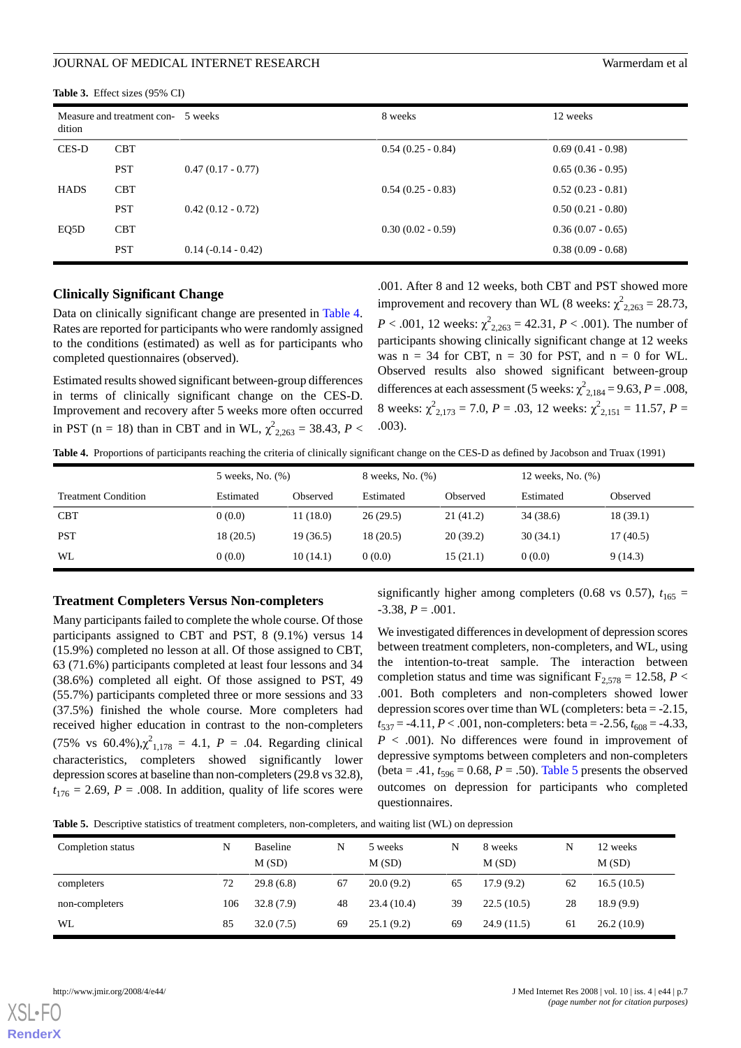**Table 3.** Effect sizes (95% CI)

| Measure and treatment condition | | 5 weeks | 8 weeks | 12 weeks |
|---|---|---|---|---|
| CES-D | CBT | | 0.54 (0.25 - 0.84) | 0.69 (0.41 - 0.98) |
| | PST | 0.47 (0.17 - 0.77) | | 0.65 (0.36 - 0.95) |
| HADS | CBT | | 0.54 (0.25 - 0.83) | 0.52 (0.23 - 0.81) |
| | PST | 0.42 (0.12 - 0.72) | | 0.50 (0.21 - 0.80) |
| EQ5D | CBT | | 0.30 (0.02 - 0.59) | 0.36 (0.07 - 0.65) |
| | PST | 0.14 (-0.14 - 0.42) | | 0.38 (0.09 - 0.68) |

## Clinically Significant Change

Data on clinically significant change are presented in Table 4. Rates are reported for participants who were randomly assigned to the conditions (estimated) as well as for participants who completed questionnaires (observed).

Estimated results showed significant between-group differences in terms of clinically significant change on the CES-D. Improvement and recovery after 5 weeks more often occurred in PST (n = 18) than in CBT and in WL, $\chi^2_{2,263}$ = 38.43, $P$ < .001. After 8 and 12 weeks, both CBT and PST showed more improvement and recovery than WL (8 weeks: $\chi^2_{2,263}$ = 28.73, $P$ < .001, 12 weeks: $\chi^2_{2,263}$ = 42.31, $P$ < .001). The number of participants showing clinically significant change at 12 weeks was n = 34 for CBT, n = 30 for PST, and n = 0 for WL. Observed results also showed significant between-group differences at each assessment (5 weeks: $\chi^2_{2,184}$ = 9.63, $P$ = .008, 8 weeks: $\chi^2_{2,173}$ = 7.0, $P$ = .03, 12 weeks: $\chi^2_{2,151}$ = 11.57, $P$ = .003).

**Table 4.** Proportions of participants reaching the criteria of clinically significant change on the CES-D as defined by Jacobson and Truax (1991)

| | 5 weeks, No. (%) | | 8 weeks, No. (%) | | 12 weeks, No. (%) | |
|---|---|---|---|---|---|---|
| Treatment Condition | Estimated | Observed | Estimated | Observed | Estimated | Observed |
| CBT | 0 (0.0) | 11 (18.0) | 26 (29.5) | 21 (41.2) | 34 (38.6) | 18 (39.1) |
| PST | 18 (20.5) | 19 (36.5) | 18 (20.5) | 20 (39.2) | 30 (34.1) | 17 (40.5) |
| WL | 0 (0.0) | 10 (14.1) | 0 (0.0) | 15 (21.1) | 0 (0.0) | 9 (14.3) |

## Treatment Completers Versus Non-completers

Many participants failed to complete the whole course. Of those participants assigned to CBT and PST, 8 (9.1%) versus 14 (15.9%) completed no lesson at all. Of those assigned to CBT, 63 (71.6%) participants completed at least four lessons and 34 (38.6%) completed all eight. Of those assigned to PST, 49 (55.7%) participants completed three or more sessions and 33 (37.5%) finished the whole course. More completers had received higher education in contrast to the non-completers (75% vs 60.4%), $\chi^2_{1,178}$ = 4.1, $P$ = .04. Regarding clinical characteristics, completers showed significantly lower depression scores at baseline than non-completers (29.8 vs 32.8), $t_{176}$ = 2.69, $P$ = .008. In addition, quality of life scores were significantly higher among completers (0.68 vs 0.57), $t_{165}$ = -3.38, $P$ = .001.

We investigated differences in development of depression scores between treatment completers, non-completers, and WL, using the intention-to-treat sample. The interaction between completion status and time was significant $F_{2,578}$ = 12.58, $P$ < .001. Both completers and non-completers showed lower depression scores over time than WL (completers: beta = -2.15, $t_{537}$ = -4.11, $P$ < .001, non-completers: beta = -2.56, $t_{608}$ = -4.33, $P$ < .001). No differences were found in improvement of depressive symptoms between completers and non-completers (beta = .41, $t_{596}$ = 0.68, $P$ = .50). Table 5 presents the observed outcomes on depression for participants who completed questionnaires.

**Table 5.** Descriptive statistics of treatment completers, non-completers, and waiting list (WL) on depression

| Completion status | N | Baseline M (SD) | N | 5 weeks M (SD) | N | 8 weeks M (SD) | N | 12 weeks M (SD) |
|---|---|---|---|---|---|---|---|---|
| completers | 72 | 29.8 (6.8) | 67 | 20.0 (9.2) | 65 | 17.9 (9.2) | 62 | 16.5 (10.5) |
| non-completers | 106 | 32.8 (7.9) | 48 | 23.4 (10.4) | 39 | 22.5 (10.5) | 28 | 18.9 (9.9) |
| WL | 85 | 32.0 (7.5) | 69 | 25.1 (9.2) | 69 | 24.9 (11.5) | 61 | 26.2 (10.9) |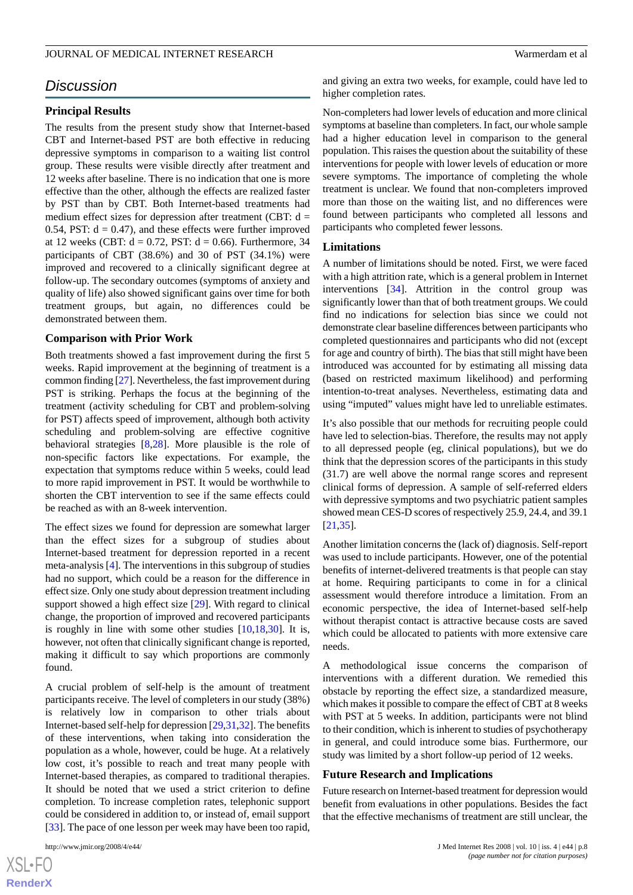## Discussion

### Principal Results

The results from the present study show that Internet-based CBT and Internet-based PST are both effective in reducing depressive symptoms in comparison to a waiting list control group. These results were visible directly after treatment and 12 weeks after baseline. There is no indication that one is more effective than the other, although the effects are realized faster by PST than by CBT. Both Internet-based treatments had medium effect sizes for depression after treatment (CBT: d = 0.54, PST: d = 0.47), and these effects were further improved at 12 weeks (CBT: d = 0.72, PST: d = 0.66). Furthermore, 34 participants of CBT (38.6%) and 30 of PST (34.1%) were improved and recovered to a clinically significant degree at follow-up. The secondary outcomes (symptoms of anxiety and quality of life) also showed significant gains over time for both treatment groups, but again, no differences could be demonstrated between them.

### Comparison with Prior Work

Both treatments showed a fast improvement during the first 5 weeks. Rapid improvement at the beginning of treatment is a common finding [27]. Nevertheless, the fast improvement during PST is striking. Perhaps the focus at the beginning of the treatment (activity scheduling for CBT and problem-solving for PST) affects speed of improvement, although both activity scheduling and problem-solving are effective cognitive behavioral strategies [8,28]. More plausible is the role of non-specific factors like expectations. For example, the expectation that symptoms reduce within 5 weeks, could lead to more rapid improvement in PST. It would be worthwhile to shorten the CBT intervention to see if the same effects could be reached as with an 8-week intervention.

The effect sizes we found for depression are somewhat larger than the effect sizes for a subgroup of studies about Internet-based treatment for depression reported in a recent meta-analysis [4]. The interventions in this subgroup of studies had no support, which could be a reason for the difference in effect size. Only one study about depression treatment including support showed a high effect size [29]. With regard to clinical change, the proportion of improved and recovered participants is roughly in line with some other studies [10,18,30]. It is, however, not often that clinically significant change is reported, making it difficult to say which proportions are commonly found.

A crucial problem of self-help is the amount of treatment participants receive. The level of completers in our study (38%) is relatively low in comparison to other trials about Internet-based self-help for depression [29,31,32]. The benefits of these interventions, when taking into consideration the population as a whole, however, could be huge. At a relatively low cost, it's possible to reach and treat many people with Internet-based therapies, as compared to traditional therapies. It should be noted that we used a strict criterion to define completion. To increase completion rates, telephonic support could be considered in addition to, or instead of, email support [33]. The pace of one lesson per week may have been too rapid, and giving an extra two weeks, for example, could have led to higher completion rates.

Non-completers had lower levels of education and more clinical symptoms at baseline than completers. In fact, our whole sample had a higher education level in comparison to the general population. This raises the question about the suitability of these interventions for people with lower levels of education or more severe symptoms. The importance of completing the whole treatment is unclear. We found that non-completers improved more than those on the waiting list, and no differences were found between participants who completed all lessons and participants who completed fewer lessons.

### Limitations

A number of limitations should be noted. First, we were faced with a high attrition rate, which is a general problem in Internet interventions [34]. Attrition in the control group was significantly lower than that of both treatment groups. We could find no indications for selection bias since we could not demonstrate clear baseline differences between participants who completed questionnaires and participants who did not (except for age and country of birth). The bias that still might have been introduced was accounted for by estimating all missing data (based on restricted maximum likelihood) and performing intention-to-treat analyses. Nevertheless, estimating data and using "imputed" values might have led to unreliable estimates.

It's also possible that our methods for recruiting people could have led to selection-bias. Therefore, the results may not apply to all depressed people (eg, clinical populations), but we do think that the depression scores of the participants in this study (31.7) are well above the normal range scores and represent clinical forms of depression. A sample of self-referred elders with depressive symptoms and two psychiatric patient samples showed mean CES-D scores of respectively 25.9, 24.4, and 39.1 [21,35].

Another limitation concerns the (lack of) diagnosis. Self-report was used to include participants. However, one of the potential benefits of internet-delivered treatments is that people can stay at home. Requiring participants to come in for a clinical assessment would therefore introduce a limitation. From an economic perspective, the idea of Internet-based self-help without therapist contact is attractive because costs are saved which could be allocated to patients with more extensive care needs.

A methodological issue concerns the comparison of interventions with a different duration. We remedied this obstacle by reporting the effect size, a standardized measure, which makes it possible to compare the effect of CBT at 8 weeks with PST at 5 weeks. In addition, participants were not blind to their condition, which is inherent to studies of psychotherapy in general, and could introduce some bias. Furthermore, our study was limited by a short follow-up period of 12 weeks.

### Future Research and Implications

Future research on Internet-based treatment for depression would benefit from evaluations in other populations. Besides the fact that the effective mechanisms of treatment are still unclear, the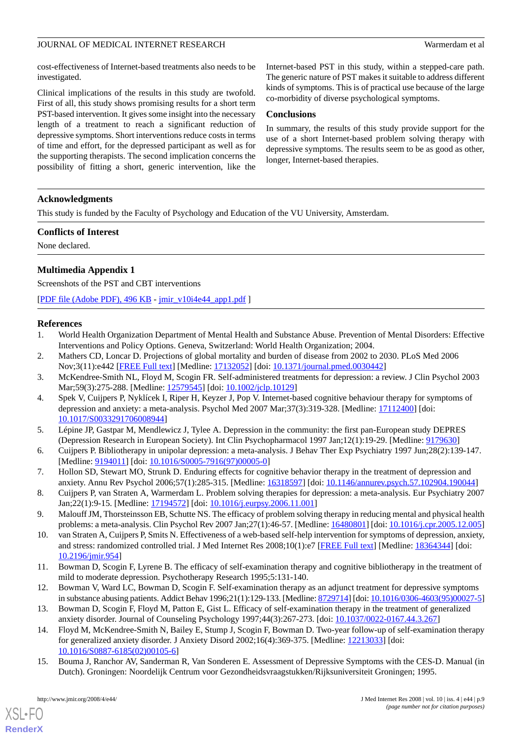cost-effectiveness of Internet-based treatments also needs to be investigated.

Clinical implications of the results in this study are twofold. First of all, this study shows promising results for a short term PST-based intervention. It gives some insight into the necessary length of a treatment to reach a significant reduction of depressive symptoms. Short interventions reduce costs in terms of time and effort, for the depressed participant as well as for the supporting therapists. The second implication concerns the possibility of fitting a short, generic intervention, like the Internet-based PST in this study, within a stepped-care path. The generic nature of PST makes it suitable to address different kinds of symptoms. This is of practical use because of the large co-morbidity of diverse psychological symptoms.

## Conclusions

In summary, the results of this study provide support for the use of a short Internet-based problem solving therapy with depressive symptoms. The results seem to be as good as other, longer, Internet-based therapies.

## Acknowledgments

This study is funded by the Faculty of Psychology and Education of the VU University, Amsterdam.

## Conflicts of Interest

None declared.

## Multimedia Appendix 1

Screenshots of the PST and CBT interventions

[PDF file (Adobe PDF), 496 KB - jmir_v10i4e44_app1.pdf ]

## References

1. World Health Organization Department of Mental Health and Substance Abuse. Prevention of Mental Disorders: Effective Interventions and Policy Options. Geneva, Switzerland: World Health Organization; 2004.
2. Mathers CD, Loncar D. Projections of global mortality and burden of disease from 2002 to 2030. PLoS Med 2006 Nov;3(11):e442 [FREE Full text] [Medline: 17132052] [doi: 10.1371/journal.pmed.0030442]
3. McKendree-Smith NL, Floyd M, Scogin FR. Self-administered treatments for depression: a review. J Clin Psychol 2003 Mar;59(3):275-288. [Medline: 12579545] [doi: 10.1002/jclp.10129]
4. Spek V, Cuijpers P, Nyklícek I, Riper H, Keyzer J, Pop V. Internet-based cognitive behaviour therapy for symptoms of depression and anxiety: a meta-analysis. Psychol Med 2007 Mar;37(3):319-328. [Medline: 17112400] [doi: 10.1017/S0033291706008944]
5. Lépine JP, Gastpar M, Mendlewicz J, Tylee A. Depression in the community: the first pan-European study DEPRES (Depression Research in European Society). Int Clin Psychopharmacol 1997 Jan;12(1):19-29. [Medline: 9179630]
6. Cuijpers P. Bibliotherapy in unipolar depression: a meta-analysis. J Behav Ther Exp Psychiatry 1997 Jun;28(2):139-147. [Medline: 9194011] [doi: 10.1016/S0005-7916(97)00005-0]
7. Hollon SD, Stewart MO, Strunk D. Enduring effects for cognitive behavior therapy in the treatment of depression and anxiety. Annu Rev Psychol 2006;57(1):285-315. [Medline: 16318597] [doi: 10.1146/annurev.psych.57.102904.190044]
8. Cuijpers P, van Straten A, Warmerdam L. Problem solving therapies for depression: a meta-analysis. Eur Psychiatry 2007 Jan;22(1):9-15. [Medline: 17194572] [doi: 10.1016/j.eurpsy.2006.11.001]
9. Malouff JM, Thorsteinsson EB, Schutte NS. The efficacy of problem solving therapy in reducing mental and physical health problems: a meta-analysis. Clin Psychol Rev 2007 Jan;27(1):46-57. [Medline: 16480801] [doi: 10.1016/j.cpr.2005.12.005]
10. van Straten A, Cuijpers P, Smits N. Effectiveness of a web-based self-help intervention for symptoms of depression, anxiety, and stress: randomized controlled trial. J Med Internet Res 2008;10(1):e7 [FREE Full text] [Medline: 18364344] [doi: 10.2196/jmir.954]
11. Bowman D, Scogin F, Lyrene B. The efficacy of self-examination therapy and cognitive bibliotherapy in the treatment of mild to moderate depression. Psychotherapy Research 1995;5:131-140.
12. Bowman V, Ward LC, Bowman D, Scogin F. Self-examination therapy as an adjunct treatment for depressive symptoms in substance abusing patients. Addict Behav 1996;21(1):129-133. [Medline: 8729714] [doi: 10.1016/0306-4603(95)00027-5]
13. Bowman D, Scogin F, Floyd M, Patton E, Gist L. Efficacy of self-examination therapy in the treatment of generalized anxiety disorder. Journal of Counseling Psychology 1997;44(3):267-273. [doi: 10.1037/0022-0167.44.3.267]
14. Floyd M, McKendree-Smith N, Bailey E, Stump J, Scogin F, Bowman D. Two-year follow-up of self-examination therapy for generalized anxiety disorder. J Anxiety Disord 2002;16(4):369-375. [Medline: 12213033] [doi: 10.1016/S0887-6185(02)00105-6]
15. Bouma J, Ranchor AV, Sanderman R, Van Sonderen E. Assessment of Depressive Symptoms with the CES-D. Manual (in Dutch). Groningen: Noordelijk Centrum voor Gezondheidsvraagstukken/Rijksuniversiteit Groningen; 1995.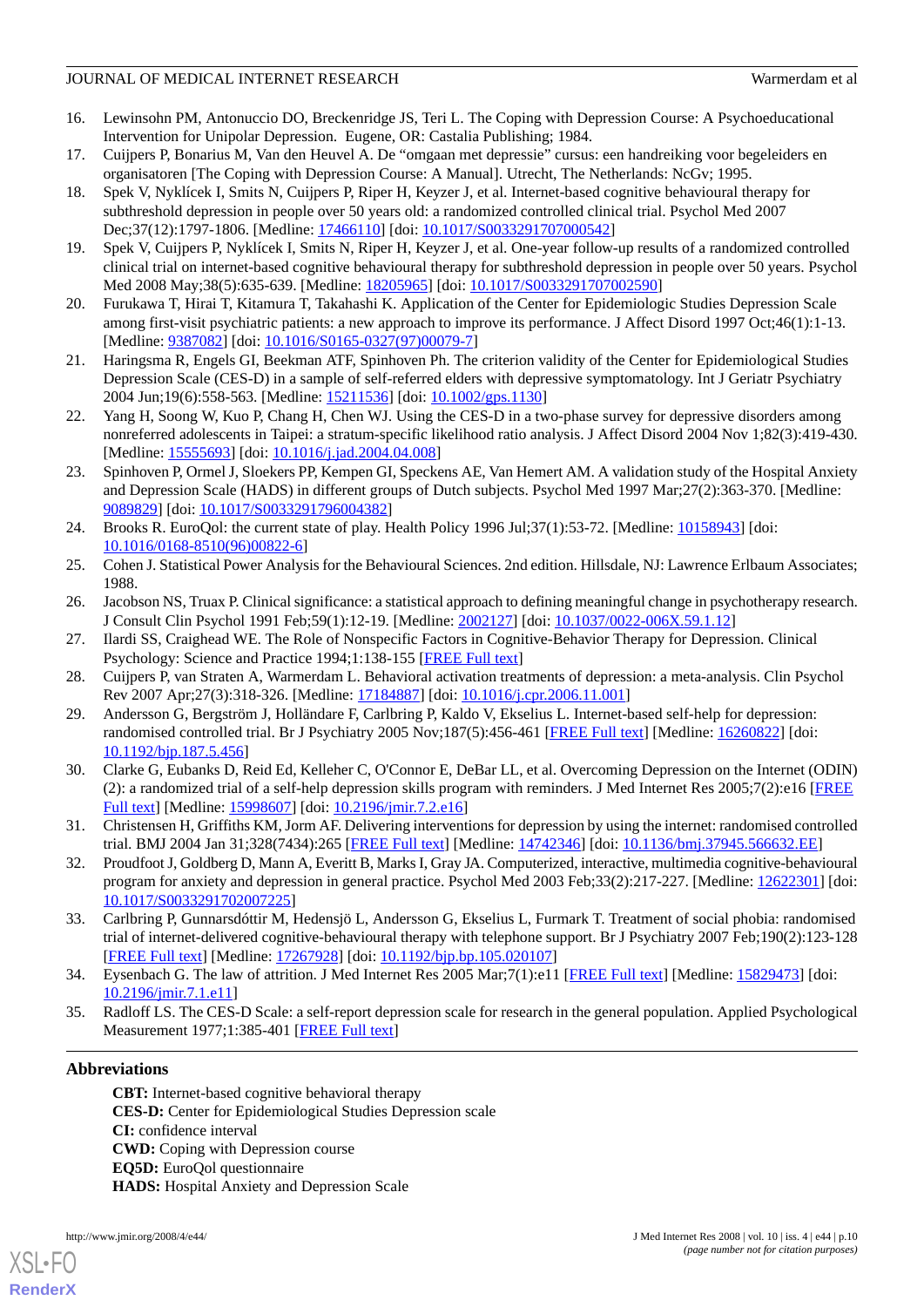16. Lewinsohn PM, Antonuccio DO, Breckenridge JS, Teri L. The Coping with Depression Course: A Psychoeducational Intervention for Unipolar Depression. Eugene, OR: Castalia Publishing; 1984.
17. Cuijpers P, Bonarius M, Van den Heuvel A. De "omgaan met depressie" cursus: een handreiking voor begeleiders en organisatoren [The Coping with Depression Course: A Manual]. Utrecht, The Netherlands: NcGv; 1995.
18. Spek V, Nyklícek I, Smits N, Cuijpers P, Riper H, Keyzer J, et al. Internet-based cognitive behavioural therapy for subthreshold depression in people over 50 years old: a randomized controlled clinical trial. Psychol Med 2007 Dec;37(12):1797-1806. [Medline: 17466110] [doi: 10.1017/S0033291707000542]
19. Spek V, Cuijpers P, Nyklícek I, Smits N, Riper H, Keyzer J, et al. One-year follow-up results of a randomized controlled clinical trial on internet-based cognitive behavioural therapy for subthreshold depression in people over 50 years. Psychol Med 2008 May;38(5):635-639. [Medline: 18205965] [doi: 10.1017/S0033291707002590]
20. Furukawa T, Hirai T, Kitamura T, Takahashi K. Application of the Center for Epidemiologic Studies Depression Scale among first-visit psychiatric patients: a new approach to improve its performance. J Affect Disord 1997 Oct;46(1):1-13. [Medline: 9387082] [doi: 10.1016/S0165-0327(97)00079-7]
21. Haringsma R, Engels GI, Beekman ATF, Spinhoven Ph. The criterion validity of the Center for Epidemiological Studies Depression Scale (CES-D) in a sample of self-referred elders with depressive symptomatology. Int J Geriatr Psychiatry 2004 Jun;19(6):558-563. [Medline: 15211536] [doi: 10.1002/gps.1130]
22. Yang H, Soong W, Kuo P, Chang H, Chen WJ. Using the CES-D in a two-phase survey for depressive disorders among nonreferred adolescents in Taipei: a stratum-specific likelihood ratio analysis. J Affect Disord 2004 Nov 1;82(3):419-430. [Medline: 15555693] [doi: 10.1016/j.jad.2004.04.008]
23. Spinhoven P, Ormel J, Sloekers PP, Kempen GI, Speckens AE, Van Hemert AM. A validation study of the Hospital Anxiety and Depression Scale (HADS) in different groups of Dutch subjects. Psychol Med 1997 Mar;27(2):363-370. [Medline: 9089829] [doi: 10.1017/S0033291796004382]
24. Brooks R. EuroQol: the current state of play. Health Policy 1996 Jul;37(1):53-72. [Medline: 10158943] [doi: 10.1016/0168-8510(96)00822-6]
25. Cohen J. Statistical Power Analysis for the Behavioural Sciences. 2nd edition. Hillsdale, NJ: Lawrence Erlbaum Associates; 1988.
26. Jacobson NS, Truax P. Clinical significance: a statistical approach to defining meaningful change in psychotherapy research. J Consult Clin Psychol 1991 Feb;59(1):12-19. [Medline: 2002127] [doi: 10.1037/0022-006X.59.1.12]
27. Ilardi SS, Craighead WE. The Role of Nonspecific Factors in Cognitive-Behavior Therapy for Depression. Clinical Psychology: Science and Practice 1994;1:138-155 [FREE Full text]
28. Cuijpers P, van Straten A, Warmerdam L. Behavioral activation treatments of depression: a meta-analysis. Clin Psychol Rev 2007 Apr;27(3):318-326. [Medline: 17184887] [doi: 10.1016/j.cpr.2006.11.001]
29. Andersson G, Bergström J, Holländare F, Carlbring P, Kaldo V, Ekselius L. Internet-based self-help for depression: randomised controlled trial. Br J Psychiatry 2005 Nov;187(5):456-461 [FREE Full text] [Medline: 16260822] [doi: 10.1192/bjp.187.5.456]
30. Clarke G, Eubanks D, Reid Ed, Kelleher C, O'Connor E, DeBar LL, et al. Overcoming Depression on the Internet (ODIN) (2): a randomized trial of a self-help depression skills program with reminders. J Med Internet Res 2005;7(2):e16 [FREE Full text] [Medline: 15998607] [doi: 10.2196/jmir.7.2.e16]
31. Christensen H, Griffiths KM, Jorm AF. Delivering interventions for depression by using the internet: randomised controlled trial. BMJ 2004 Jan 31;328(7434):265 [FREE Full text] [Medline: 14742346] [doi: 10.1136/bmj.37945.566632.EE]
32. Proudfoot J, Goldberg D, Mann A, Everitt B, Marks I, Gray JA. Computerized, interactive, multimedia cognitive-behavioural program for anxiety and depression in general practice. Psychol Med 2003 Feb;33(2):217-227. [Medline: 12622301] [doi: 10.1017/S0033291702007225]
33. Carlbring P, Gunnarsdóttir M, Hedensjö L, Andersson G, Ekselius L, Furmark T. Treatment of social phobia: randomised trial of internet-delivered cognitive-behavioural therapy with telephone support. Br J Psychiatry 2007 Feb;190(2):123-128 [FREE Full text] [Medline: 17267928] [doi: 10.1192/bjp.bp.105.020107]
34. Eysenbach G. The law of attrition. J Med Internet Res 2005 Mar;7(1):e11 [FREE Full text] [Medline: 15829473] [doi: 10.2196/jmir.7.1.e11]
35. Radloff LS. The CES-D Scale: a self-report depression scale for research in the general population. Applied Psychological Measurement 1977;1:385-401 [FREE Full text]

## Abbreviations

**CBT:** Internet-based cognitive behavioral therapy
**CES-D:** Center for Epidemiological Studies Depression scale
**CI:** confidence interval
**CWD:** Coping with Depression course
**EQ5D:** EuroQol questionnaire
**HADS:** Hospital Anxiety and Depression Scale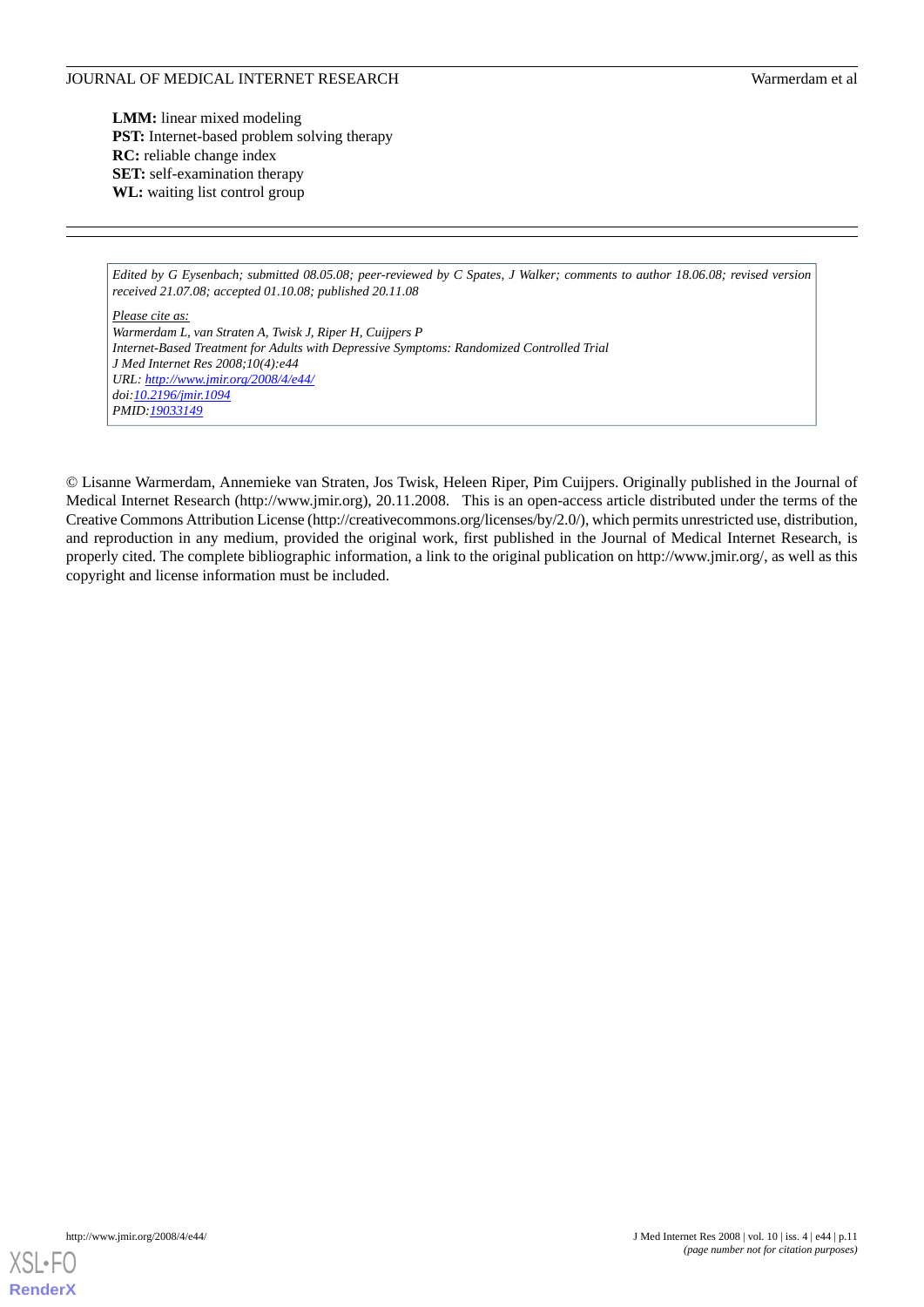**LMM:** linear mixed modeling
**PST:** Internet-based problem solving therapy
**RC:** reliable change index
**SET:** self-examination therapy
**WL:** waiting list control group

---

*Edited by G Eysenbach; submitted 08.05.08; peer-reviewed by C Spates, J Walker; comments to author 18.06.08; revised version received 21.07.08; accepted 01.10.08; published 20.11.08*

*Please cite as:*
*Warmerdam L, van Straten A, Twisk J, Riper H, Cuijpers P*
*Internet-Based Treatment for Adults with Depressive Symptoms: Randomized Controlled Trial*
*J Med Internet Res 2008;10(4):e44*
*URL: http://www.jmir.org/2008/4/e44/*
*doi:10.2196/jmir.1094*
*PMID:19033149*

© Lisanne Warmerdam, Annemieke van Straten, Jos Twisk, Heleen Riper, Pim Cuijpers. Originally published in the Journal of Medical Internet Research (http://www.jmir.org), 20.11.2008. This is an open-access article distributed under the terms of the Creative Commons Attribution License (http://creativecommons.org/licenses/by/2.0/), which permits unrestricted use, distribution, and reproduction in any medium, provided the original work, first published in the Journal of Medical Internet Research, is properly cited. The complete bibliographic information, a link to the original publication on http://www.jmir.org/, as well as this copyright and license information must be included.